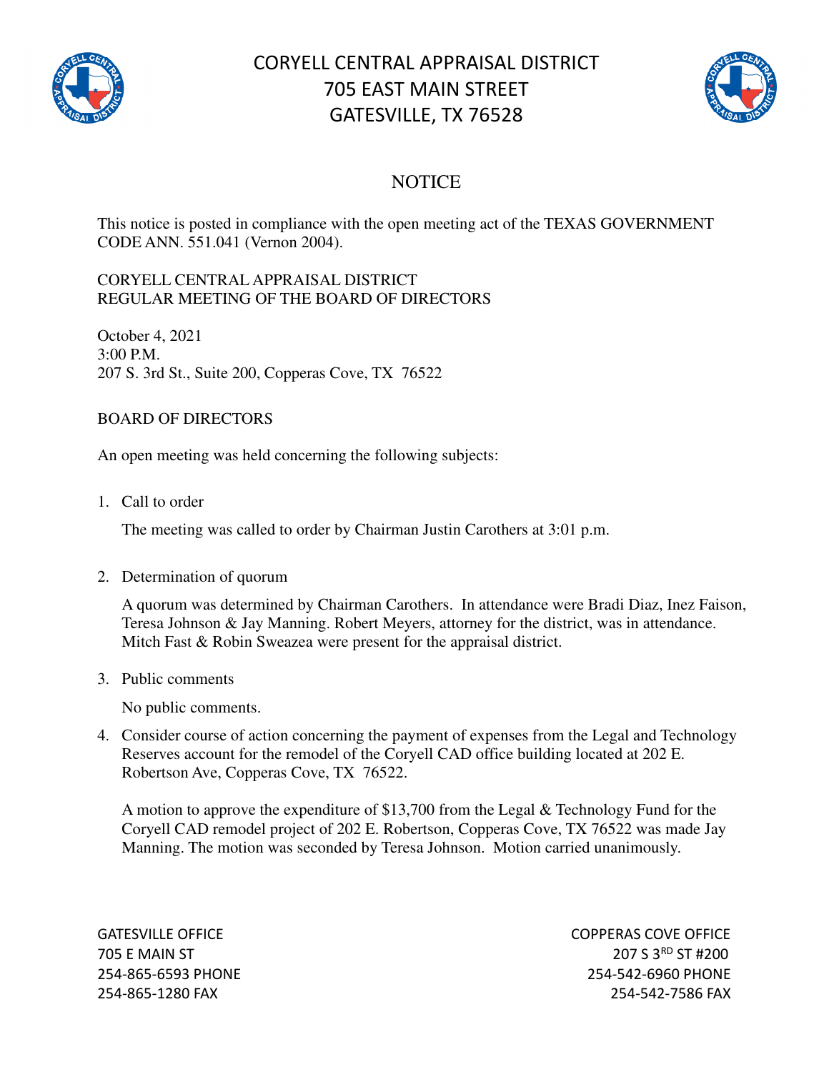# CORYELL CENTRAL APPRAISAL DISTRICT
# 705 EAST MAIN STREET
# GATESVILLE, TX 76528

## NOTICE

This notice is posted in compliance with the open meeting act of the TEXAS GOVERNMENT CODE ANN. 551.041 (Vernon 2004).

CORYELL CENTRAL APPRAISAL DISTRICT
REGULAR MEETING OF THE BOARD OF DIRECTORS

October 4, 2021
3:00 P.M.
207 S. 3rd St., Suite 200, Copperas Cove, TX 76522

BOARD OF DIRECTORS

An open meeting was held concerning the following subjects:

1. Call to order

   The meeting was called to order by Chairman Justin Carothers at 3:01 p.m.

2. Determination of quorum

   A quorum was determined by Chairman Carothers. In attendance were Bradi Diaz, Inez Faison, Teresa Johnson & Jay Manning. Robert Meyers, attorney for the district, was in attendance. Mitch Fast & Robin Sweazea were present for the appraisal district.

3. Public comments

   No public comments.

4. Consider course of action concerning the payment of expenses from the Legal and Technology Reserves account for the remodel of the Coryell CAD office building located at 202 E. Robertson Ave, Copperas Cove, TX 76522.

   A motion to approve the expenditure of $13,700 from the Legal & Technology Fund for the Coryell CAD remodel project of 202 E. Robertson, Copperas Cove, TX 76522 was made Jay Manning. The motion was seconded by Teresa Johnson. Motion carried unanimously.

GATESVILLE OFFICE
705 E MAIN ST
254-865-6593 PHONE
254-865-1280 FAX

COPPERAS COVE OFFICE
207 S 3RD ST #200
254-542-6960 PHONE
254-542-7586 FAX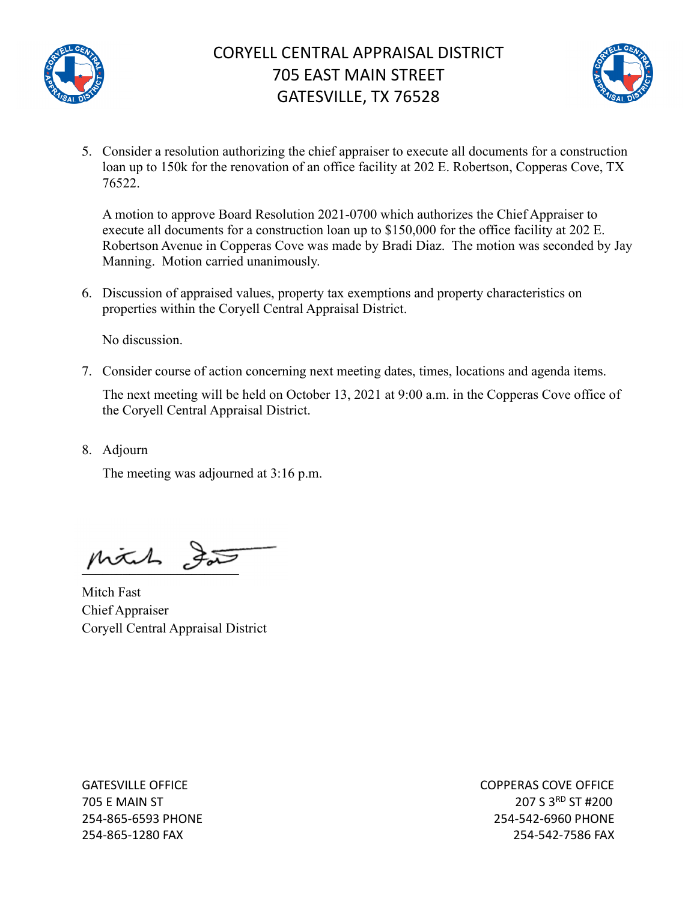# CORYELL CENTRAL APPRAISAL DISTRICT
705 EAST MAIN STREET
GATESVILLE, TX 76528

5. Consider a resolution authorizing the chief appraiser to execute all documents for a construction loan up to 150k for the renovation of an office facility at 202 E. Robertson, Copperas Cove, TX 76522.

   A motion to approve Board Resolution 2021-0700 which authorizes the Chief Appraiser to execute all documents for a construction loan up to $150,000 for the office facility at 202 E. Robertson Avenue in Copperas Cove was made by Bradi Diaz. The motion was seconded by Jay Manning. Motion carried unanimously.

6. Discussion of appraised values, property tax exemptions and property characteristics on properties within the Coryell Central Appraisal District.

   No discussion.

7. Consider course of action concerning next meeting dates, times, locations and agenda items.

   The next meeting will be held on October 13, 2021 at 9:00 a.m. in the Copperas Cove office of the Coryell Central Appraisal District.

8. Adjourn

   The meeting was adjourned at 3:16 p.m.

Mitch Fast
Chief Appraiser
Coryell Central Appraisal District

GATESVILLE OFFICE
705 E MAIN ST
254-865-6593 PHONE
254-865-1280 FAX

COPPERAS COVE OFFICE
207 S 3RD ST #200
254-542-6960 PHONE
254-542-7586 FAX